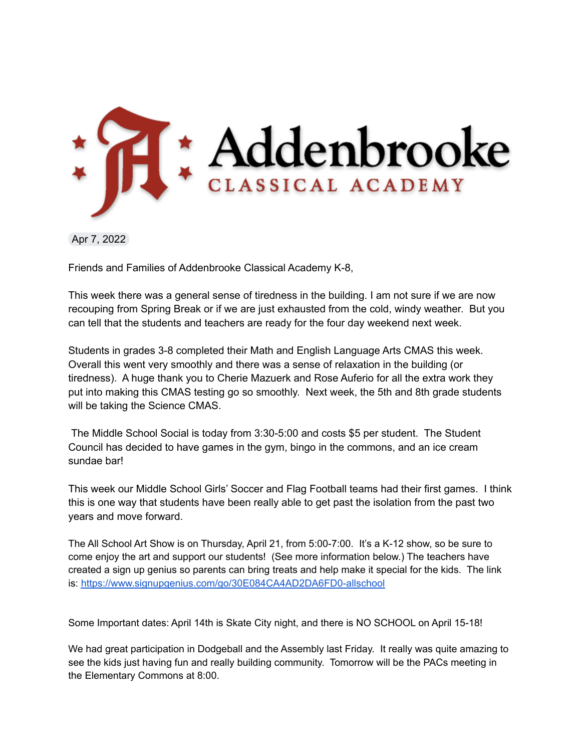# Addenbrooke

## CLASSICAL ACADEMY

Apr 7, 2022

Friends and Families of Addenbrooke Classical Academy K-8,

This week there was a general sense of tiredness in the building. I am not sure if we are now recouping from Spring Break or if we are just exhausted from the cold, windy weather. But you can tell that the students and teachers are ready for the four day weekend next week.

Students in grades 3-8 completed their Math and English Language Arts CMAS this week. Overall this went very smoothly and there was a sense of relaxation in the building (or tiredness). A huge thank you to Cherie Mazuerk and Rose Auferio for all the extra work they put into making this CMAS testing go so smoothly. Next week, the 5th and 8th grade students will be taking the Science CMAS.

The Middle School Social is today from 3:30-5:00 and costs $5 per student. The Student Council has decided to have games in the gym, bingo in the commons, and an ice cream sundae bar!

This week our Middle School Girls' Soccer and Flag Football teams had their first games. I think this is one way that students have been really able to get past the isolation from the past two years and move forward.

The All School Art Show is on Thursday, April 21, from 5:00-7:00. It's a K-12 show, so be sure to come enjoy the art and support our students! (See more information below.) The teachers have created a sign up genius so parents can bring treats and help make it special for the kids. The link is: [https://www.signupgenius.com/go/30E084CA4AD2DA6FD0-allschool](https://www.signupgenius.com/go/30E084CA4AD2DA6FD0-allschool)

Some Important dates: April 14th is Skate City night, and there is NO SCHOOL on April 15-18!

We had great participation in Dodgeball and the Assembly last Friday. It really was quite amazing to see the kids just having fun and really building community. Tomorrow will be the PACs meeting in the Elementary Commons at 8:00.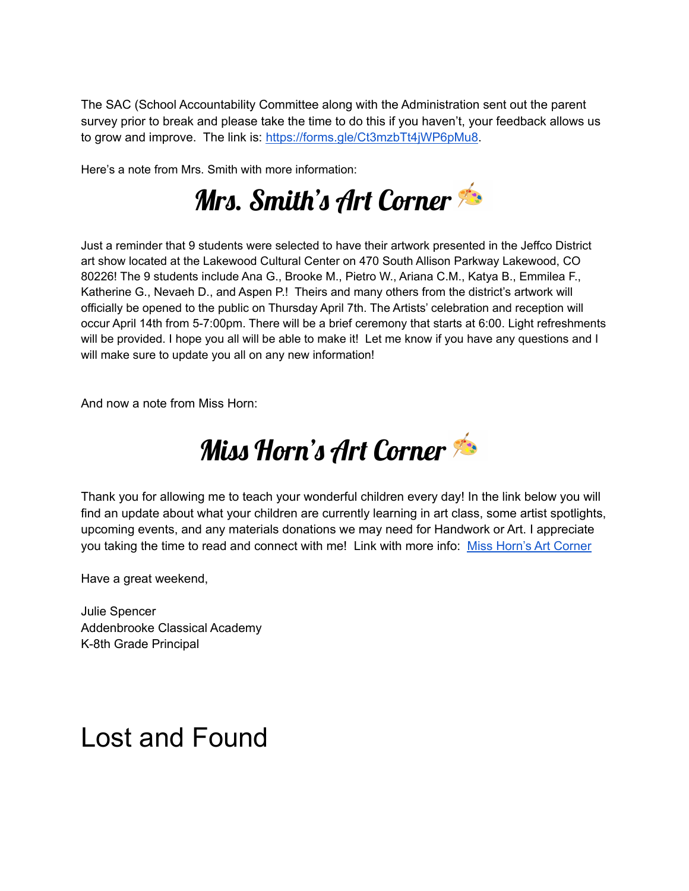The SAC (School Accountability Committee along with the Administration sent out the parent survey prior to break and please take the time to do this if you haven't, your feedback allows us to grow and improve. The link is: [https://forms.gle/Ct3mzbTt4jWP6pMu8](https://forms.gle/Ct3mzbTt4jWP6pMu8).

Here's a note from Mrs. Smith with more information:

## Mrs. Smith's Art Corner 🎨

Just a reminder that 9 students were selected to have their artwork presented in the Jeffco District art show located at the Lakewood Cultural Center on 470 South Allison Parkway Lakewood, CO 80226! The 9 students include Ana G., Brooke M., Pietro W., Ariana C.M., Katya B., Emmilea F., Katherine G., Nevaeh D., and Aspen P.! Theirs and many others from the district's artwork will officially be opened to the public on Thursday April 7th. The Artists' celebration and reception will occur April 14th from 5-7:00pm. There will be a brief ceremony that starts at 6:00. Light refreshments will be provided. I hope you all will be able to make it! Let me know if you have any questions and I will make sure to update you all on any new information!

And now a note from Miss Horn:

## Miss Horn's Art Corner 🎨

Thank you for allowing me to teach your wonderful children every day! In the link below you will find an update about what your children are currently learning in art class, some artist spotlights, upcoming events, and any materials donations we may need for Handwork or Art. I appreciate you taking the time to read and connect with me! Link with more info: Miss Horn's Art Corner

Have a great weekend,

Julie Spencer
Addenbrooke Classical Academy
K-8th Grade Principal

# Lost and Found